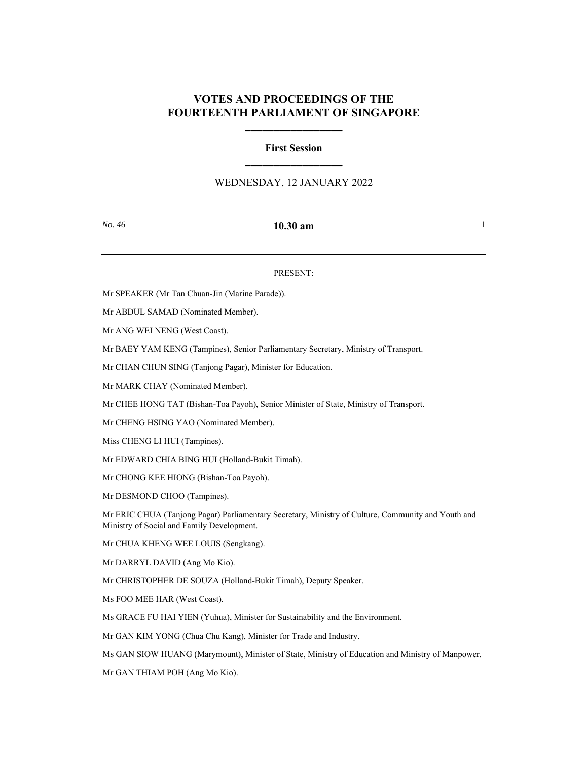# VOTES AND PROCEEDINGS OF THE FOURTEENTH PARLIAMENT OF SINGAPORE

## First Session

WEDNESDAY, 12 JANUARY 2022

*No. 46* **10.30 am**

---

PRESENT:

Mr SPEAKER (Mr Tan Chuan-Jin (Marine Parade)).

Mr ABDUL SAMAD (Nominated Member).

Mr ANG WEI NENG (West Coast).

Mr BAEY YAM KENG (Tampines), Senior Parliamentary Secretary, Ministry of Transport.

Mr CHAN CHUN SING (Tanjong Pagar), Minister for Education.

Mr MARK CHAY (Nominated Member).

Mr CHEE HONG TAT (Bishan-Toa Payoh), Senior Minister of State, Ministry of Transport.

Mr CHENG HSING YAO (Nominated Member).

Miss CHENG LI HUI (Tampines).

Mr EDWARD CHIA BING HUI (Holland-Bukit Timah).

Mr CHONG KEE HIONG (Bishan-Toa Payoh).

Mr DESMOND CHOO (Tampines).

Mr ERIC CHUA (Tanjong Pagar) Parliamentary Secretary, Ministry of Culture, Community and Youth and Ministry of Social and Family Development.

Mr CHUA KHENG WEE LOUIS (Sengkang).

Mr DARRYL DAVID (Ang Mo Kio).

Mr CHRISTOPHER DE SOUZA (Holland-Bukit Timah), Deputy Speaker.

Ms FOO MEE HAR (West Coast).

Ms GRACE FU HAI YIEN (Yuhua), Minister for Sustainability and the Environment.

Mr GAN KIM YONG (Chua Chu Kang), Minister for Trade and Industry.

Ms GAN SIOW HUANG (Marymount), Minister of State, Ministry of Education and Ministry of Manpower.

Mr GAN THIAM POH (Ang Mo Kio).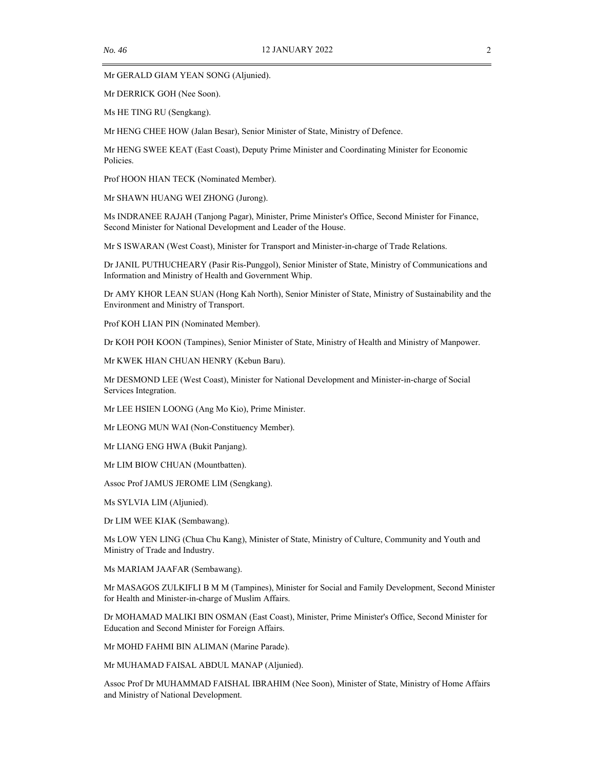Mr GERALD GIAM YEAN SONG (Aljunied).

Mr DERRICK GOH (Nee Soon).

Ms HE TING RU (Sengkang).

Mr HENG CHEE HOW (Jalan Besar), Senior Minister of State, Ministry of Defence.

Mr HENG SWEE KEAT (East Coast), Deputy Prime Minister and Coordinating Minister for Economic Policies.

Prof HOON HIAN TECK (Nominated Member).

Mr SHAWN HUANG WEI ZHONG (Jurong).

Ms INDRANEE RAJAH (Tanjong Pagar), Minister, Prime Minister's Office, Second Minister for Finance, Second Minister for National Development and Leader of the House.

Mr S ISWARAN (West Coast), Minister for Transport and Minister-in-charge of Trade Relations.

Dr JANIL PUTHUCHEARY (Pasir Ris-Punggol), Senior Minister of State, Ministry of Communications and Information and Ministry of Health and Government Whip.

Dr AMY KHOR LEAN SUAN (Hong Kah North), Senior Minister of State, Ministry of Sustainability and the Environment and Ministry of Transport.

Prof KOH LIAN PIN (Nominated Member).

Dr KOH POH KOON (Tampines), Senior Minister of State, Ministry of Health and Ministry of Manpower.

Mr KWEK HIAN CHUAN HENRY (Kebun Baru).

Mr DESMOND LEE (West Coast), Minister for National Development and Minister-in-charge of Social Services Integration.

Mr LEE HSIEN LOONG (Ang Mo Kio), Prime Minister.

Mr LEONG MUN WAI (Non-Constituency Member).

Mr LIANG ENG HWA (Bukit Panjang).

Mr LIM BIOW CHUAN (Mountbatten).

Assoc Prof JAMUS JEROME LIM (Sengkang).

Ms SYLVIA LIM (Aljunied).

Dr LIM WEE KIAK (Sembawang).

Ms LOW YEN LING (Chua Chu Kang), Minister of State, Ministry of Culture, Community and Youth and Ministry of Trade and Industry.

Ms MARIAM JAAFAR (Sembawang).

Mr MASAGOS ZULKIFLI B M M (Tampines), Minister for Social and Family Development, Second Minister for Health and Minister-in-charge of Muslim Affairs.

Dr MOHAMAD MALIKI BIN OSMAN (East Coast), Minister, Prime Minister's Office, Second Minister for Education and Second Minister for Foreign Affairs.

Mr MOHD FAHMI BIN ALIMAN (Marine Parade).

Mr MUHAMAD FAISAL ABDUL MANAP (Aljunied).

Assoc Prof Dr MUHAMMAD FAISHAL IBRAHIM (Nee Soon), Minister of State, Ministry of Home Affairs and Ministry of National Development.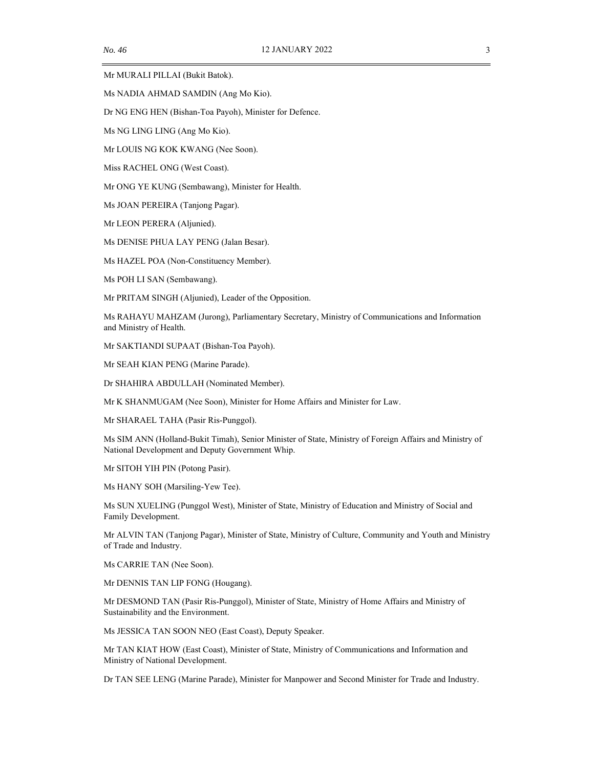Mr MURALI PILLAI (Bukit Batok).

Ms NADIA AHMAD SAMDIN (Ang Mo Kio).

Dr NG ENG HEN (Bishan-Toa Payoh), Minister for Defence.

Ms NG LING LING (Ang Mo Kio).

Mr LOUIS NG KOK KWANG (Nee Soon).

Miss RACHEL ONG (West Coast).

Mr ONG YE KUNG (Sembawang), Minister for Health.

Ms JOAN PEREIRA (Tanjong Pagar).

Mr LEON PERERA (Aljunied).

Ms DENISE PHUA LAY PENG (Jalan Besar).

Ms HAZEL POA (Non-Constituency Member).

Ms POH LI SAN (Sembawang).

Mr PRITAM SINGH (Aljunied), Leader of the Opposition.

Ms RAHAYU MAHZAM (Jurong), Parliamentary Secretary, Ministry of Communications and Information and Ministry of Health.

Mr SAKTIANDI SUPAAT (Bishan-Toa Payoh).

Mr SEAH KIAN PENG (Marine Parade).

Dr SHAHIRA ABDULLAH (Nominated Member).

Mr K SHANMUGAM (Nee Soon), Minister for Home Affairs and Minister for Law.

Mr SHARAEL TAHA (Pasir Ris-Punggol).

Ms SIM ANN (Holland-Bukit Timah), Senior Minister of State, Ministry of Foreign Affairs and Ministry of National Development and Deputy Government Whip.

Mr SITOH YIH PIN (Potong Pasir).

Ms HANY SOH (Marsiling-Yew Tee).

Ms SUN XUELING (Punggol West), Minister of State, Ministry of Education and Ministry of Social and Family Development.

Mr ALVIN TAN (Tanjong Pagar), Minister of State, Ministry of Culture, Community and Youth and Ministry of Trade and Industry.

Ms CARRIE TAN (Nee Soon).

Mr DENNIS TAN LIP FONG (Hougang).

Mr DESMOND TAN (Pasir Ris-Punggol), Minister of State, Ministry of Home Affairs and Ministry of Sustainability and the Environment.

Ms JESSICA TAN SOON NEO (East Coast), Deputy Speaker.

Mr TAN KIAT HOW (East Coast), Minister of State, Ministry of Communications and Information and Ministry of National Development.

Dr TAN SEE LENG (Marine Parade), Minister for Manpower and Second Minister for Trade and Industry.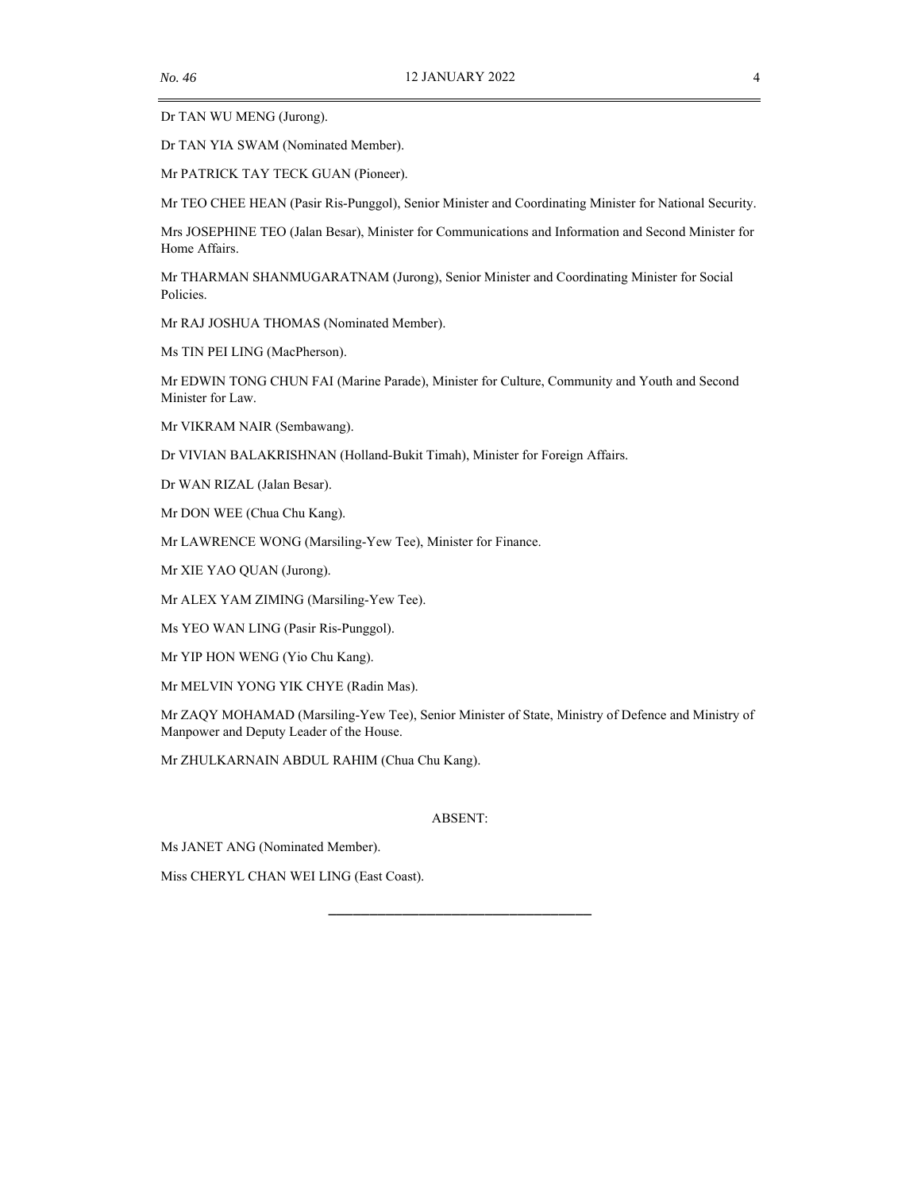Dr TAN WU MENG (Jurong).

Dr TAN YIA SWAM (Nominated Member).

Mr PATRICK TAY TECK GUAN (Pioneer).

Mr TEO CHEE HEAN (Pasir Ris-Punggol), Senior Minister and Coordinating Minister for National Security.

Mrs JOSEPHINE TEO (Jalan Besar), Minister for Communications and Information and Second Minister for Home Affairs.

Mr THARMAN SHANMUGARATNAM (Jurong), Senior Minister and Coordinating Minister for Social Policies.

Mr RAJ JOSHUA THOMAS (Nominated Member).

Ms TIN PEI LING (MacPherson).

Mr EDWIN TONG CHUN FAI (Marine Parade), Minister for Culture, Community and Youth and Second Minister for Law.

Mr VIKRAM NAIR (Sembawang).

Dr VIVIAN BALAKRISHNAN (Holland-Bukit Timah), Minister for Foreign Affairs.

Dr WAN RIZAL (Jalan Besar).

Mr DON WEE (Chua Chu Kang).

Mr LAWRENCE WONG (Marsiling-Yew Tee), Minister for Finance.

Mr XIE YAO QUAN (Jurong).

Mr ALEX YAM ZIMING (Marsiling-Yew Tee).

Ms YEO WAN LING (Pasir Ris-Punggol).

Mr YIP HON WENG (Yio Chu Kang).

Mr MELVIN YONG YIK CHYE (Radin Mas).

Mr ZAQY MOHAMAD (Marsiling-Yew Tee), Senior Minister of State, Ministry of Defence and Ministry of Manpower and Deputy Leader of the House.

Mr ZHULKARNAIN ABDUL RAHIM (Chua Chu Kang).

ABSENT:

Ms JANET ANG (Nominated Member).

Miss CHERYL CHAN WEI LING (East Coast).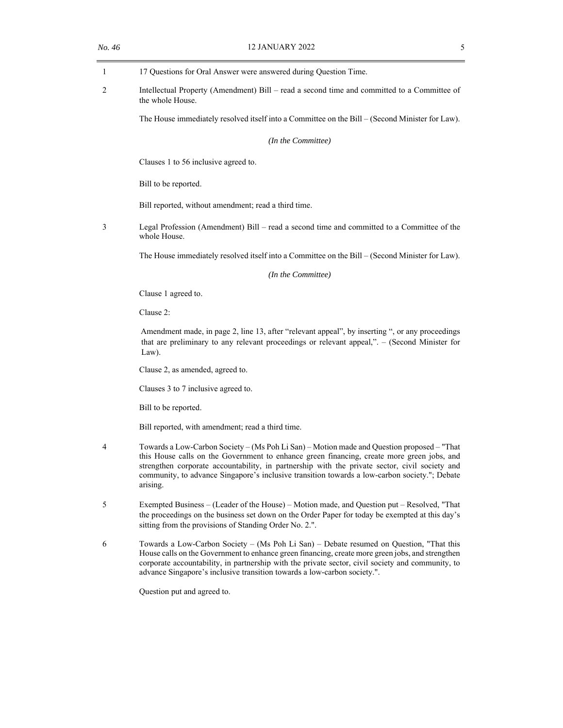1 17 Questions for Oral Answer were answered during Question Time.

2 Intellectual Property (Amendment) Bill – read a second time and committed to a Committee of the whole House.

The House immediately resolved itself into a Committee on the Bill – (Second Minister for Law).

*(In the Committee)*

Clauses 1 to 56 inclusive agreed to.

Bill to be reported.

Bill reported, without amendment; read a third time.

3 Legal Profession (Amendment) Bill – read a second time and committed to a Committee of the whole House.

The House immediately resolved itself into a Committee on the Bill – (Second Minister for Law).

*(In the Committee)*

Clause 1 agreed to.

Clause 2:

Amendment made, in page 2, line 13, after "relevant appeal", by inserting ", or any proceedings that are preliminary to any relevant proceedings or relevant appeal,". – (Second Minister for Law).

Clause 2, as amended, agreed to.

Clauses 3 to 7 inclusive agreed to.

Bill to be reported.

Bill reported, with amendment; read a third time.

4 Towards a Low-Carbon Society – (Ms Poh Li San) – Motion made and Question proposed – "That this House calls on the Government to enhance green financing, create more green jobs, and strengthen corporate accountability, in partnership with the private sector, civil society and community, to advance Singapore's inclusive transition towards a low-carbon society."; Debate arising.

5 Exempted Business – (Leader of the House) – Motion made, and Question put – Resolved, "That the proceedings on the business set down on the Order Paper for today be exempted at this day's sitting from the provisions of Standing Order No. 2.".

6 Towards a Low-Carbon Society – (Ms Poh Li San) – Debate resumed on Question, "That this House calls on the Government to enhance green financing, create more green jobs, and strengthen corporate accountability, in partnership with the private sector, civil society and community, to advance Singapore's inclusive transition towards a low-carbon society.".

Question put and agreed to.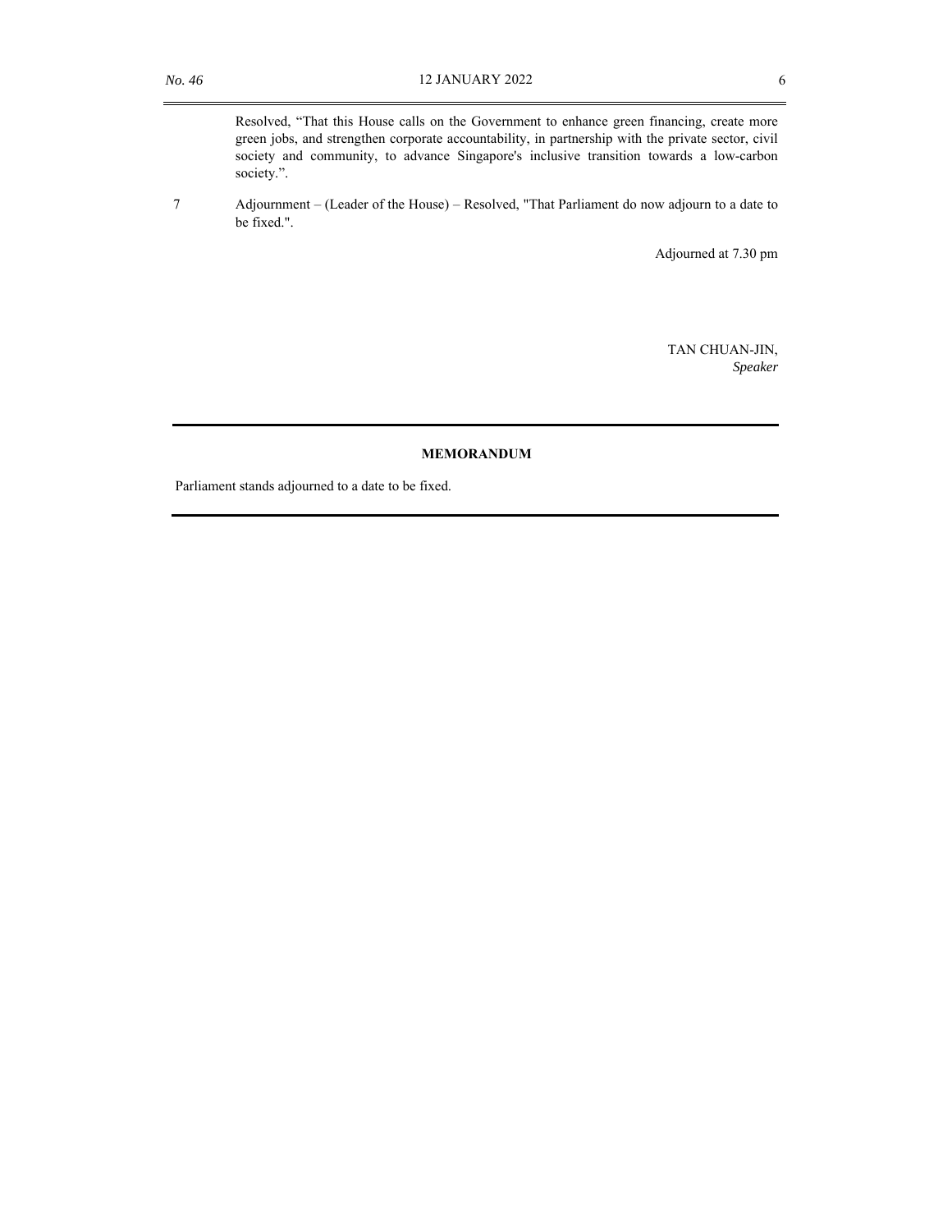Resolved, "That this House calls on the Government to enhance green financing, create more green jobs, and strengthen corporate accountability, in partnership with the private sector, civil society and community, to advance Singapore's inclusive transition towards a low-carbon society.".

7 Adjournment – (Leader of the House) – Resolved, "That Parliament do now adjourn to a date to be fixed.".

Adjourned at 7.30 pm

TAN CHUAN-JIN,
*Speaker*

---

**MEMORANDUM**

Parliament stands adjourned to a date to be fixed.

---